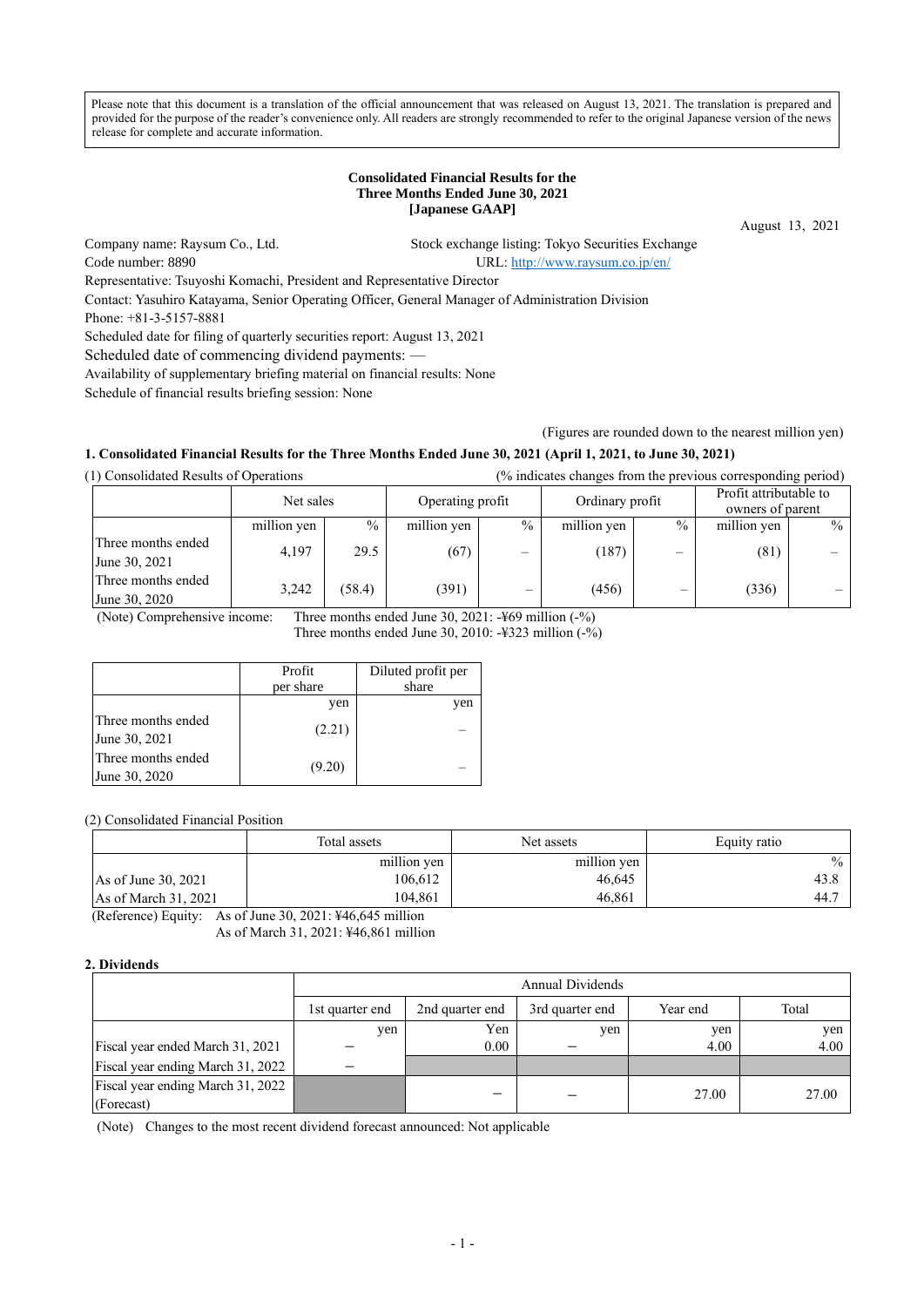Please note that this document is a translation of the official announcement that was released on August 13, 2021. The translation is prepared and provided for the purpose of the reader's convenience only. All readers are strongly recommended to refer to the original Japanese version of the news release for complete and accurate information.

**Consolidated Financial Results for the Three Months Ended June 30, 2021 [Japanese GAAP]**

August 13, 2021

Company name: Raysum Co., Ltd. Stock exchange listing: Tokyo Securities Exchange
Code number: 8890 URL: http://www.raysum.co.jp/en/
Representative: Tsuyoshi Komachi, President and Representative Director
Contact: Yasuhiro Katayama, Senior Operating Officer, General Manager of Administration Division
Phone: +81-3-5157-8881
Scheduled date for filing of quarterly securities report: August 13, 2021
Scheduled date of commencing dividend payments: —
Availability of supplementary briefing material on financial results: None
Schedule of financial results briefing session: None

(Figures are rounded down to the nearest million yen)

**1. Consolidated Financial Results for the Three Months Ended June 30, 2021 (April 1, 2021, to June 30, 2021)**

(1) Consolidated Results of Operations (% indicates changes from the previous corresponding period)

| | Net sales | | Operating profit | | Ordinary profit | | Profit attributable to owners of parent | |
|---|---|---|---|---|---|---|---|---|
| | million yen | % | million yen | % | million yen | % | million yen | % |
| Three months ended June 30, 2021 | 4,197 | 29.5 | (67) | – | (187) | – | (81) | – |
| Three months ended June 30, 2020 | 3,242 | (58.4) | (391) | – | (456) | – | (336) | – |

(Note) Comprehensive income: Three months ended June 30, 2021: -¥69 million (-%)
Three months ended June 30, 2010: -¥323 million (-%)

| | Profit per share | Diluted profit per share |
|---|---|---|
| | yen | yen |
| Three months ended June 30, 2021 | (2.21) | – |
| Three months ended June 30, 2020 | (9.20) | – |

(2) Consolidated Financial Position

| | Total assets | Net assets | Equity ratio |
|---|---|---|---|
| | million yen | million yen | % |
| As of June 30, 2021 | 106,612 | 46,645 | 43.8 |
| As of March 31, 2021 | 104,861 | 46,861 | 44.7 |

(Reference) Equity: As of June 30, 2021: ¥46,645 million
As of March 31, 2021: ¥46,861 million

**2. Dividends**

| | Annual Dividends | | | | |
|---|---|---|---|---|---|
| | 1st quarter end | 2nd quarter end | 3rd quarter end | Year end | Total |
| | yen | Yen | yen | yen | yen |
| Fiscal year ended March 31, 2021 | – | 0.00 | – | 4.00 | 4.00 |
| Fiscal year ending March 31, 2022 | – | | | | |
| Fiscal year ending March 31, 2022 (Forecast) | | – | – | 27.00 | 27.00 |

(Note) Changes to the most recent dividend forecast announced: Not applicable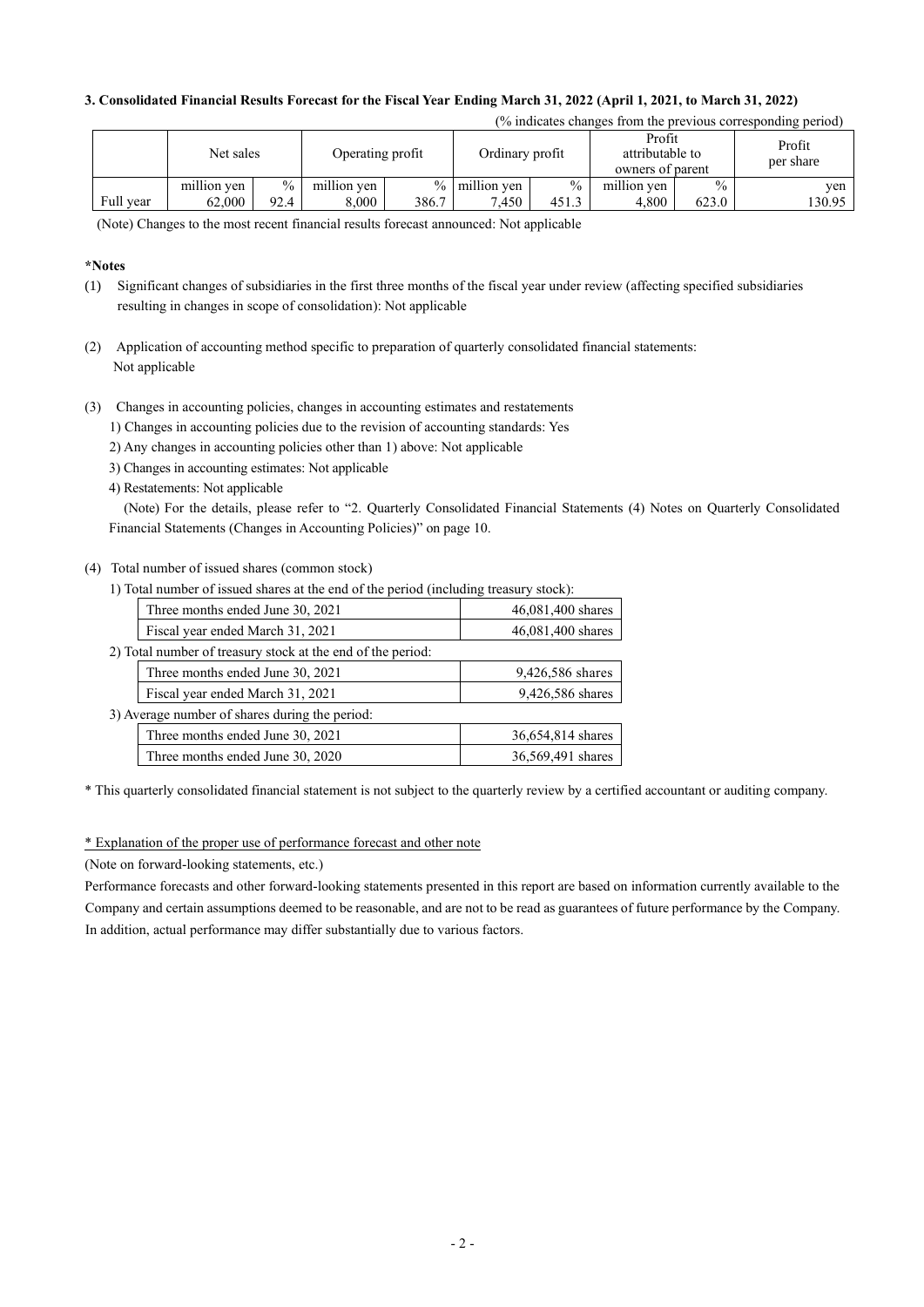### 3. Consolidated Financial Results Forecast for the Fiscal Year Ending March 31, 2022 (April 1, 2021, to March 31, 2022)

(% indicates changes from the previous corresponding period)

| | Net sales | | Operating profit | | Ordinary profit | | Profit attributable to owners of parent | | Profit per share |
|---|---|---|---|---|---|---|---|---|---|
| | million yen | % | million yen | % | million yen | % | million yen | % | yen |
| Full year | 62,000 | 92.4 | 8,000 | 386.7 | 7,450 | 451.3 | 4,800 | 623.0 | 130.95 |

(Note) Changes to the most recent financial results forecast announced: Not applicable

**\*Notes**

(1) Significant changes of subsidiaries in the first three months of the fiscal year under review (affecting specified subsidiaries resulting in changes in scope of consolidation): Not applicable

(2) Application of accounting method specific to preparation of quarterly consolidated financial statements: Not applicable

(3) Changes in accounting policies, changes in accounting estimates and restatements

1) Changes in accounting policies due to the revision of accounting standards: Yes

2) Any changes in accounting policies other than 1) above: Not applicable

3) Changes in accounting estimates: Not applicable

4) Restatements: Not applicable

(Note) For the details, please refer to "2. Quarterly Consolidated Financial Statements (4) Notes on Quarterly Consolidated Financial Statements (Changes in Accounting Policies)" on page 10.

(4) Total number of issued shares (common stock)

1) Total number of issued shares at the end of the period (including treasury stock):

| | |
|---|---|
| Three months ended June 30, 2021 | 46,081,400 shares |
| Fiscal year ended March 31, 2021 | 46,081,400 shares |

2) Total number of treasury stock at the end of the period:

| | |
|---|---|
| Three months ended June 30, 2021 | 9,426,586 shares |
| Fiscal year ended March 31, 2021 | 9,426,586 shares |

3) Average number of shares during the period:

| | |
|---|---|
| Three months ended June 30, 2021 | 36,654,814 shares |
| Three months ended June 30, 2020 | 36,569,491 shares |

\* This quarterly consolidated financial statement is not subject to the quarterly review by a certified accountant or auditing company.

\* Explanation of the proper use of performance forecast and other note

(Note on forward-looking statements, etc.)

Performance forecasts and other forward-looking statements presented in this report are based on information currently available to the Company and certain assumptions deemed to be reasonable, and are not to be read as guarantees of future performance by the Company. In addition, actual performance may differ substantially due to various factors.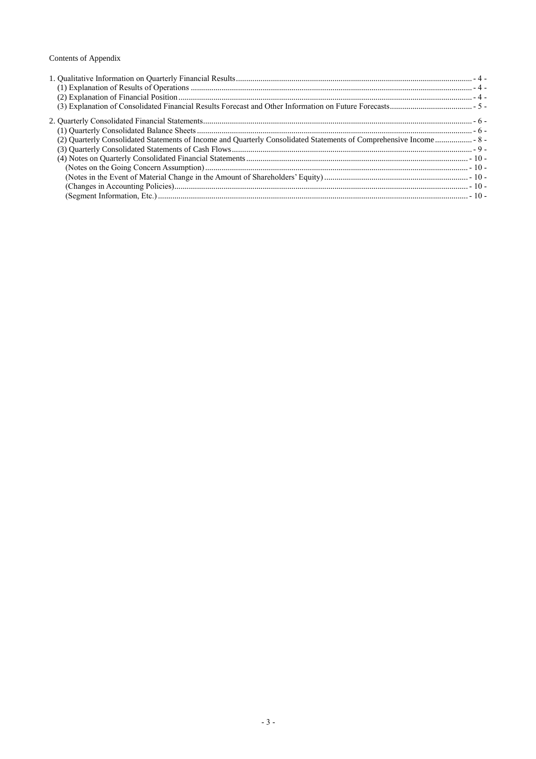Contents of Appendix

1. Qualitative Information on Quarterly Financial Results .................................................. - 4 -
   (1) Explanation of Results of Operations .................................................. - 4 -
   (2) Explanation of Financial Position .................................................. - 4 -
   (3) Explanation of Consolidated Financial Results Forecast and Other Information on Future Forecasts .................................................. - 5 -

2. Quarterly Consolidated Financial Statements .................................................. - 6 -
   (1) Quarterly Consolidated Balance Sheets .................................................. - 6 -
   (2) Quarterly Consolidated Statements of Income and Quarterly Consolidated Statements of Comprehensive Income .................................................. - 8 -
   (3) Quarterly Consolidated Statements of Cash Flows .................................................. - 9 -
   (4) Notes on Quarterly Consolidated Financial Statements .................................................. - 10 -
      (Notes on the Going Concern Assumption) .................................................. - 10 -
      (Notes in the Event of Material Change in the Amount of Shareholders' Equity) .................................................. - 10 -
      (Changes in Accounting Policies) .................................................. - 10 -
      (Segment Information, Etc.) .................................................. - 10 -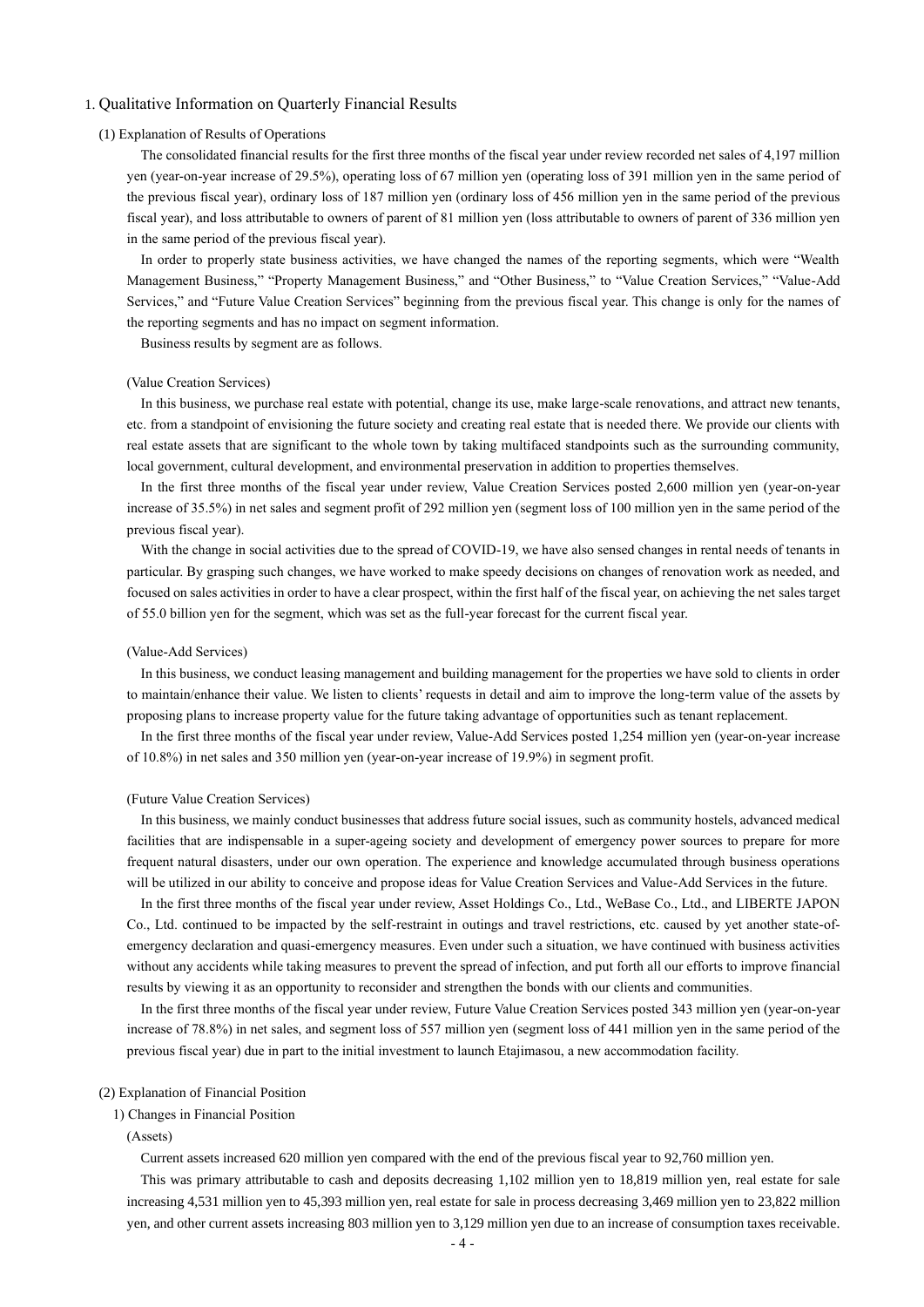## 1. Qualitative Information on Quarterly Financial Results

### (1) Explanation of Results of Operations

The consolidated financial results for the first three months of the fiscal year under review recorded net sales of 4,197 million yen (year-on-year increase of 29.5%), operating loss of 67 million yen (operating loss of 391 million yen in the same period of the previous fiscal year), ordinary loss of 187 million yen (ordinary loss of 456 million yen in the same period of the previous fiscal year), and loss attributable to owners of parent of 81 million yen (loss attributable to owners of parent of 336 million yen in the same period of the previous fiscal year).

In order to properly state business activities, we have changed the names of the reporting segments, which were "Wealth Management Business," "Property Management Business," and "Other Business," to "Value Creation Services," "Value-Add Services," and "Future Value Creation Services" beginning from the previous fiscal year. This change is only for the names of the reporting segments and has no impact on segment information.

Business results by segment are as follows.

(Value Creation Services)

In this business, we purchase real estate with potential, change its use, make large-scale renovations, and attract new tenants, etc. from a standpoint of envisioning the future society and creating real estate that is needed there. We provide our clients with real estate assets that are significant to the whole town by taking multifaced standpoints such as the surrounding community, local government, cultural development, and environmental preservation in addition to properties themselves.

In the first three months of the fiscal year under review, Value Creation Services posted 2,600 million yen (year-on-year increase of 35.5%) in net sales and segment profit of 292 million yen (segment loss of 100 million yen in the same period of the previous fiscal year).

With the change in social activities due to the spread of COVID-19, we have also sensed changes in rental needs of tenants in particular. By grasping such changes, we have worked to make speedy decisions on changes of renovation work as needed, and focused on sales activities in order to have a clear prospect, within the first half of the fiscal year, on achieving the net sales target of 55.0 billion yen for the segment, which was set as the full-year forecast for the current fiscal year.

(Value-Add Services)

In this business, we conduct leasing management and building management for the properties we have sold to clients in order to maintain/enhance their value. We listen to clients' requests in detail and aim to improve the long-term value of the assets by proposing plans to increase property value for the future taking advantage of opportunities such as tenant replacement.

In the first three months of the fiscal year under review, Value-Add Services posted 1,254 million yen (year-on-year increase of 10.8%) in net sales and 350 million yen (year-on-year increase of 19.9%) in segment profit.

(Future Value Creation Services)

In this business, we mainly conduct businesses that address future social issues, such as community hostels, advanced medical facilities that are indispensable in a super-ageing society and development of emergency power sources to prepare for more frequent natural disasters, under our own operation. The experience and knowledge accumulated through business operations will be utilized in our ability to conceive and propose ideas for Value Creation Services and Value-Add Services in the future.

In the first three months of the fiscal year under review, Asset Holdings Co., Ltd., WeBase Co., Ltd., and LIBERTE JAPON Co., Ltd. continued to be impacted by the self-restraint in outings and travel restrictions, etc. caused by yet another state-of-emergency declaration and quasi-emergency measures. Even under such a situation, we have continued with business activities without any accidents while taking measures to prevent the spread of infection, and put forth all our efforts to improve financial results by viewing it as an opportunity to reconsider and strengthen the bonds with our clients and communities.

In the first three months of the fiscal year under review, Future Value Creation Services posted 343 million yen (year-on-year increase of 78.8%) in net sales, and segment loss of 557 million yen (segment loss of 441 million yen in the same period of the previous fiscal year) due in part to the initial investment to launch Etajimasou, a new accommodation facility.

### (2) Explanation of Financial Position

1) Changes in Financial Position

(Assets)

Current assets increased 620 million yen compared with the end of the previous fiscal year to 92,760 million yen.

This was primary attributable to cash and deposits decreasing 1,102 million yen to 18,819 million yen, real estate for sale increasing 4,531 million yen to 45,393 million yen, real estate for sale in process decreasing 3,469 million yen to 23,822 million yen, and other current assets increasing 803 million yen to 3,129 million yen due to an increase of consumption taxes receivable.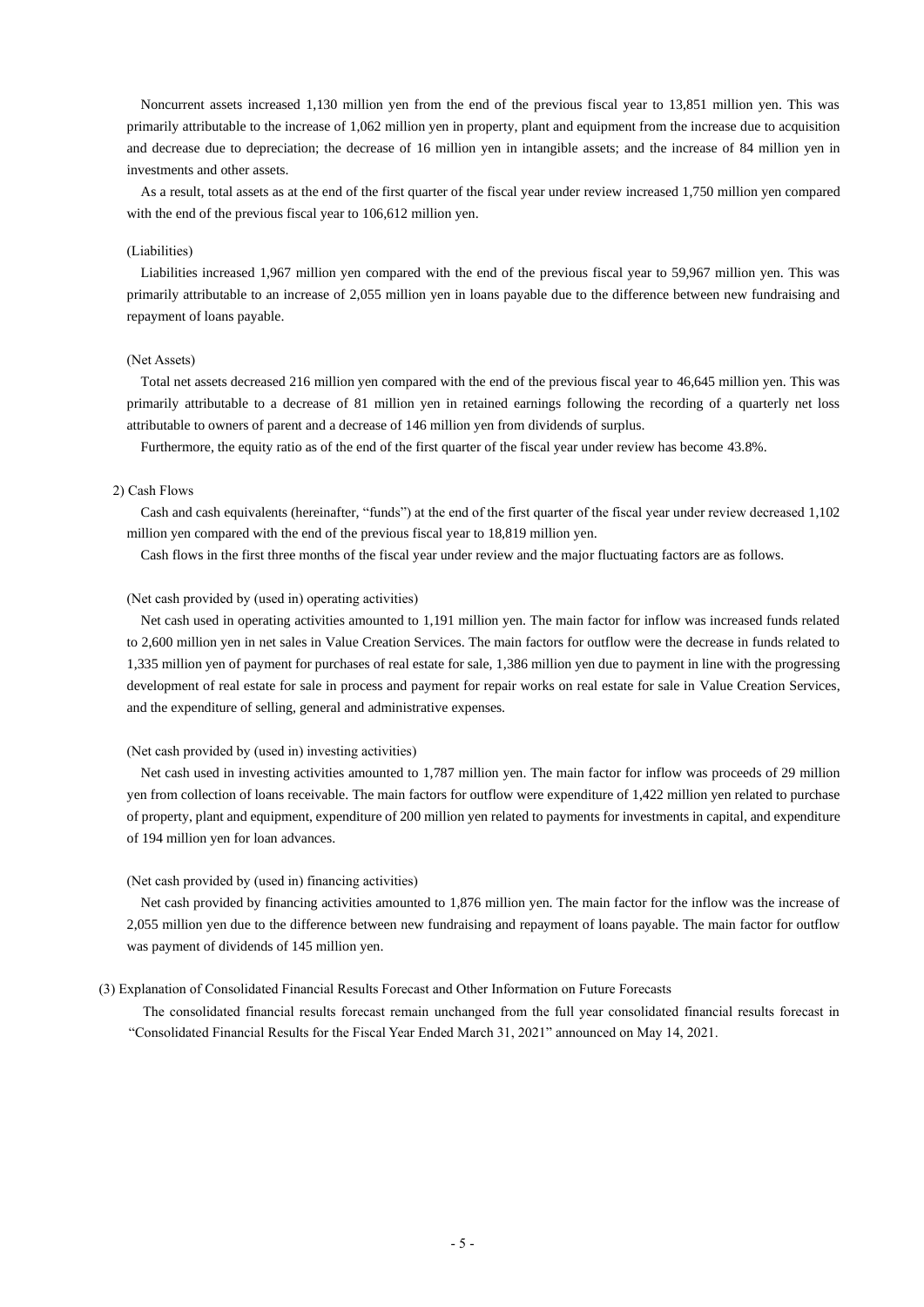Noncurrent assets increased 1,130 million yen from the end of the previous fiscal year to 13,851 million yen. This was primarily attributable to the increase of 1,062 million yen in property, plant and equipment from the increase due to acquisition and decrease due to depreciation; the decrease of 16 million yen in intangible assets; and the increase of 84 million yen in investments and other assets.

As a result, total assets as at the end of the first quarter of the fiscal year under review increased 1,750 million yen compared with the end of the previous fiscal year to 106,612 million yen.

(Liabilities)

Liabilities increased 1,967 million yen compared with the end of the previous fiscal year to 59,967 million yen. This was primarily attributable to an increase of 2,055 million yen in loans payable due to the difference between new fundraising and repayment of loans payable.

(Net Assets)

Total net assets decreased 216 million yen compared with the end of the previous fiscal year to 46,645 million yen. This was primarily attributable to a decrease of 81 million yen in retained earnings following the recording of a quarterly net loss attributable to owners of parent and a decrease of 146 million yen from dividends of surplus.

Furthermore, the equity ratio as of the end of the first quarter of the fiscal year under review has become 43.8%.

2) Cash Flows

Cash and cash equivalents (hereinafter, "funds") at the end of the first quarter of the fiscal year under review decreased 1,102 million yen compared with the end of the previous fiscal year to 18,819 million yen.

Cash flows in the first three months of the fiscal year under review and the major fluctuating factors are as follows.

(Net cash provided by (used in) operating activities)

Net cash used in operating activities amounted to 1,191 million yen. The main factor for inflow was increased funds related to 2,600 million yen in net sales in Value Creation Services. The main factors for outflow were the decrease in funds related to 1,335 million yen of payment for purchases of real estate for sale, 1,386 million yen due to payment in line with the progressing development of real estate for sale in process and payment for repair works on real estate for sale in Value Creation Services, and the expenditure of selling, general and administrative expenses.

(Net cash provided by (used in) investing activities)

Net cash used in investing activities amounted to 1,787 million yen. The main factor for inflow was proceeds of 29 million yen from collection of loans receivable. The main factors for outflow were expenditure of 1,422 million yen related to purchase of property, plant and equipment, expenditure of 200 million yen related to payments for investments in capital, and expenditure of 194 million yen for loan advances.

(Net cash provided by (used in) financing activities)

Net cash provided by financing activities amounted to 1,876 million yen. The main factor for the inflow was the increase of 2,055 million yen due to the difference between new fundraising and repayment of loans payable. The main factor for outflow was payment of dividends of 145 million yen.

(3) Explanation of Consolidated Financial Results Forecast and Other Information on Future Forecasts

The consolidated financial results forecast remain unchanged from the full year consolidated financial results forecast in "Consolidated Financial Results for the Fiscal Year Ended March 31, 2021" announced on May 14, 2021.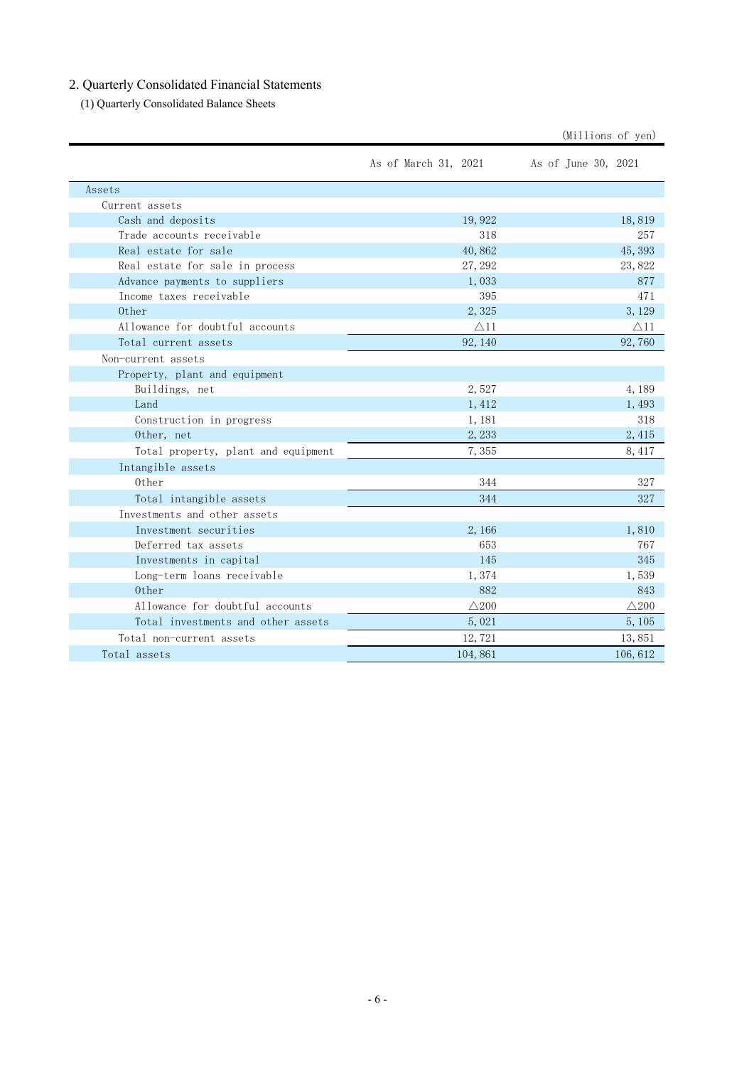## 2. Quarterly Consolidated Financial Statements

### (1) Quarterly Consolidated Balance Sheets

(Millions of yen)

| | As of March 31, 2021 | As of June 30, 2021 |
|---|---|---|
| Assets | | |
| Current assets | | |
| Cash and deposits | 19,922 | 18,819 |
| Trade accounts receivable | 318 | 257 |
| Real estate for sale | 40,862 | 45,393 |
| Real estate for sale in process | 27,292 | 23,822 |
| Advance payments to suppliers | 1,033 | 877 |
| Income taxes receivable | 395 | 471 |
| Other | 2,325 | 3,129 |
| Allowance for doubtful accounts | △11 | △11 |
| Total current assets | 92,140 | 92,760 |
| Non-current assets | | |
| Property, plant and equipment | | |
| Buildings, net | 2,527 | 4,189 |
| Land | 1,412 | 1,493 |
| Construction in progress | 1,181 | 318 |
| Other, net | 2,233 | 2,415 |
| Total property, plant and equipment | 7,355 | 8,417 |
| Intangible assets | | |
| Other | 344 | 327 |
| Total intangible assets | 344 | 327 |
| Investments and other assets | | |
| Investment securities | 2,166 | 1,810 |
| Deferred tax assets | 653 | 767 |
| Investments in capital | 145 | 345 |
| Long-term loans receivable | 1,374 | 1,539 |
| Other | 882 | 843 |
| Allowance for doubtful accounts | △200 | △200 |
| Total investments and other assets | 5,021 | 5,105 |
| Total non-current assets | 12,721 | 13,851 |
| Total assets | 104,861 | 106,612 |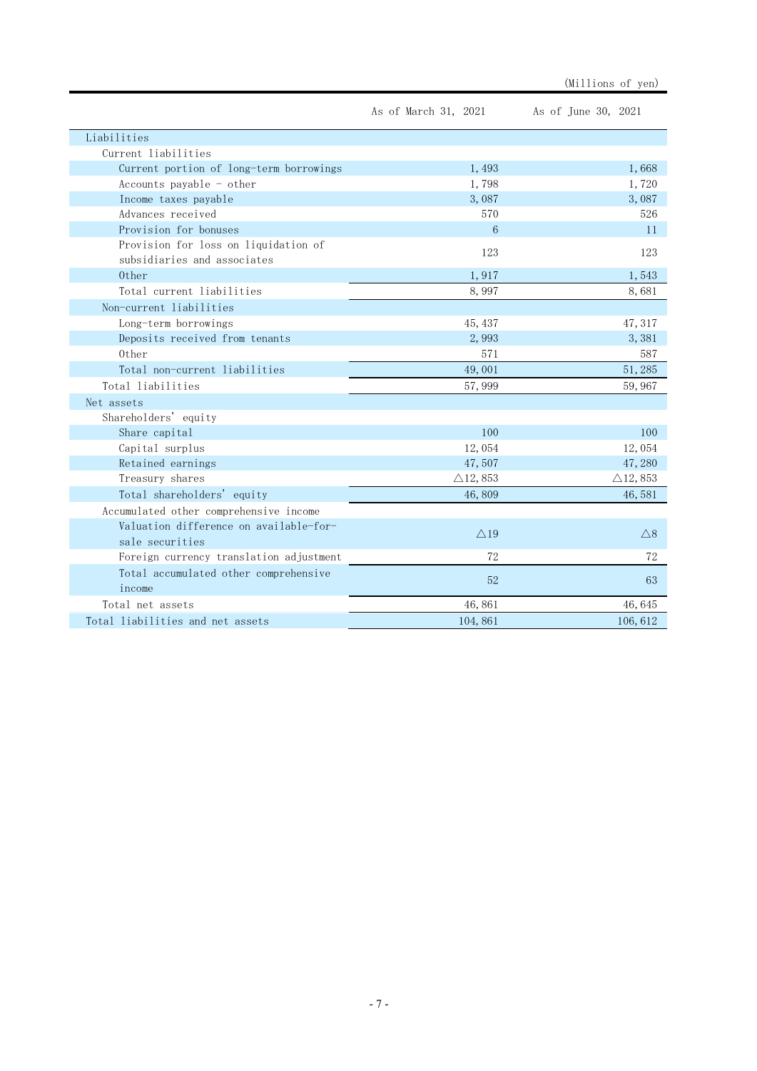(Millions of yen)

| | As of March 31, 2021 | As of June 30, 2021 |
|---|---|---|
| Liabilities | | |
| Current liabilities | | |
| Current portion of long-term borrowings | 1,493 | 1,668 |
| Accounts payable - other | 1,798 | 1,720 |
| Income taxes payable | 3,087 | 3,087 |
| Advances received | 570 | 526 |
| Provision for bonuses | 6 | 11 |
| Provision for loss on liquidation of subsidiaries and associates | 123 | 123 |
| Other | 1,917 | 1,543 |
| Total current liabilities | 8,997 | 8,681 |
| Non-current liabilities | | |
| Long-term borrowings | 45,437 | 47,317 |
| Deposits received from tenants | 2,993 | 3,381 |
| Other | 571 | 587 |
| Total non-current liabilities | 49,001 | 51,285 |
| Total liabilities | 57,999 | 59,967 |
| Net assets | | |
| Shareholders' equity | | |
| Share capital | 100 | 100 |
| Capital surplus | 12,054 | 12,054 |
| Retained earnings | 47,507 | 47,280 |
| Treasury shares | △12,853 | △12,853 |
| Total shareholders' equity | 46,809 | 46,581 |
| Accumulated other comprehensive income | | |
| Valuation difference on available-for-sale securities | △19 | △8 |
| Foreign currency translation adjustment | 72 | 72 |
| Total accumulated other comprehensive income | 52 | 63 |
| Total net assets | 46,861 | 46,645 |
| Total liabilities and net assets | 104,861 | 106,612 |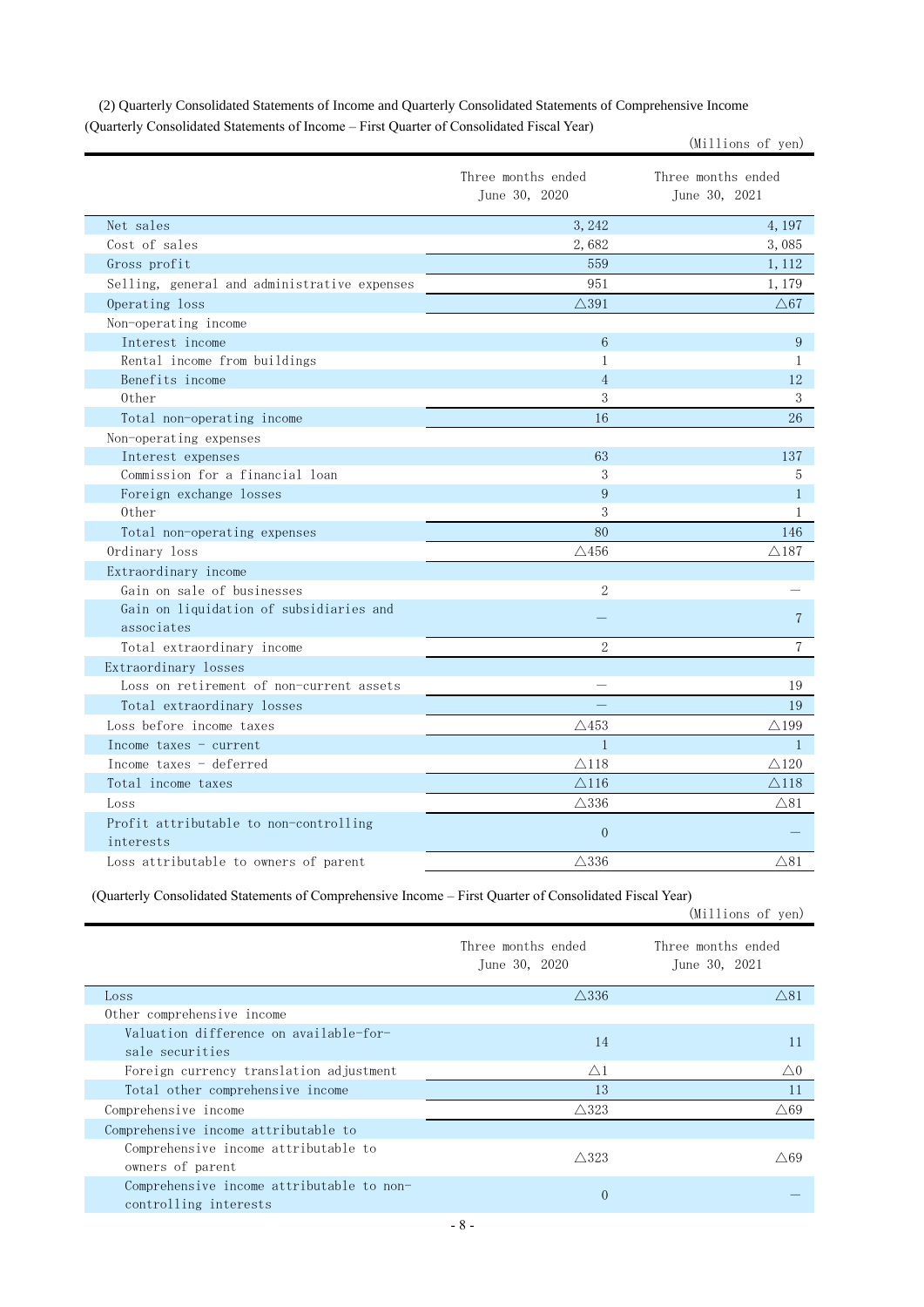(2) Quarterly Consolidated Statements of Income and Quarterly Consolidated Statements of Comprehensive Income

(Quarterly Consolidated Statements of Income – First Quarter of Consolidated Fiscal Year)

(Millions of yen)

| | Three months ended June 30, 2020 | Three months ended June 30, 2021 |
|---|---|---|
| Net sales | 3,242 | 4,197 |
| Cost of sales | 2,682 | 3,085 |
| Gross profit | 559 | 1,112 |
| Selling, general and administrative expenses | 951 | 1,179 |
| Operating loss | △391 | △67 |
| Non-operating income | | |
| Interest income | 6 | 9 |
| Rental income from buildings | 1 | 1 |
| Benefits income | 4 | 12 |
| Other | 3 | 3 |
| Total non-operating income | 16 | 26 |
| Non-operating expenses | | |
| Interest expenses | 63 | 137 |
| Commission for a financial loan | 3 | 5 |
| Foreign exchange losses | 9 | 1 |
| Other | 3 | 1 |
| Total non-operating expenses | 80 | 146 |
| Ordinary loss | △456 | △187 |
| Extraordinary income | | |
| Gain on sale of businesses | 2 | ― |
| Gain on liquidation of subsidiaries and associates | ― | 7 |
| Total extraordinary income | 2 | 7 |
| Extraordinary losses | | |
| Loss on retirement of non-current assets | ― | 19 |
| Total extraordinary losses | ― | 19 |
| Loss before income taxes | △453 | △199 |
| Income taxes - current | 1 | 1 |
| Income taxes - deferred | △118 | △120 |
| Total income taxes | △116 | △118 |
| Loss | △336 | △81 |
| Profit attributable to non-controlling interests | 0 | ― |
| Loss attributable to owners of parent | △336 | △81 |

(Quarterly Consolidated Statements of Comprehensive Income – First Quarter of Consolidated Fiscal Year)

(Millions of yen)

| | Three months ended June 30, 2020 | Three months ended June 30, 2021 |
|---|---|---|
| Loss | △336 | △81 |
| Other comprehensive income | | |
| Valuation difference on available-for-sale securities | 14 | 11 |
| Foreign currency translation adjustment | △1 | △0 |
| Total other comprehensive income | 13 | 11 |
| Comprehensive income | △323 | △69 |
| Comprehensive income attributable to | | |
| Comprehensive income attributable to owners of parent | △323 | △69 |
| Comprehensive income attributable to non-controlling interests | 0 | ― |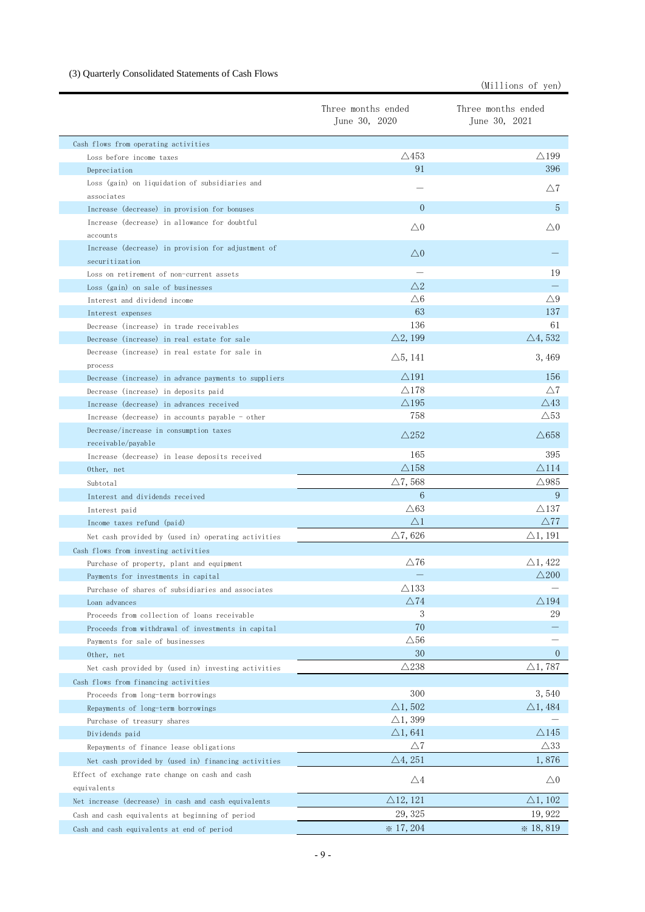### (3) Quarterly Consolidated Statements of Cash Flows

(Millions of yen)

| | Three months ended June 30, 2020 | Three months ended June 30, 2021 |
|---|---|---|
| Cash flows from operating activities | | |
| Loss before income taxes | △453 | △199 |
| Depreciation | 91 | 396 |
| Loss (gain) on liquidation of subsidiaries and associates | — | △7 |
| Increase (decrease) in provision for bonuses | 0 | 5 |
| Increase (decrease) in allowance for doubtful accounts | △0 | △0 |
| Increase (decrease) in provision for adjustment of securitization | △0 | — |
| Loss on retirement of non-current assets | — | 19 |
| Loss (gain) on sale of businesses | △2 | — |
| Interest and dividend income | △6 | △9 |
| Interest expenses | 63 | 137 |
| Decrease (increase) in trade receivables | 136 | 61 |
| Decrease (increase) in real estate for sale | △2,199 | △4,532 |
| Decrease (increase) in real estate for sale in process | △5,141 | 3,469 |
| Decrease (increase) in advance payments to suppliers | △191 | 156 |
| Decrease (increase) in deposits paid | △178 | △7 |
| Increase (decrease) in advances received | △195 | △43 |
| Increase (decrease) in accounts payable - other | 758 | △53 |
| Decrease/increase in consumption taxes receivable/payable | △252 | △658 |
| Increase (decrease) in lease deposits received | 165 | 395 |
| Other, net | △158 | △114 |
| Subtotal | △7,568 | △985 |
| Interest and dividends received | 6 | 9 |
| Interest paid | △63 | △137 |
| Income taxes refund (paid) | △1 | △77 |
| Net cash provided by (used in) operating activities | △7,626 | △1,191 |
| Cash flows from investing activities | | |
| Purchase of property, plant and equipment | △76 | △1,422 |
| Payments for investments in capital | — | △200 |
| Purchase of shares of subsidiaries and associates | △133 | — |
| Loan advances | △74 | △194 |
| Proceeds from collection of loans receivable | 3 | 29 |
| Proceeds from withdrawal of investments in capital | 70 | — |
| Payments for sale of businesses | △56 | — |
| Other, net | 30 | 0 |
| Net cash provided by (used in) investing activities | △238 | △1,787 |
| Cash flows from financing activities | | |
| Proceeds from long-term borrowings | 300 | 3,540 |
| Repayments of long-term borrowings | △1,502 | △1,484 |
| Purchase of treasury shares | △1,399 | — |
| Dividends paid | △1,641 | △145 |
| Repayments of finance lease obligations | △7 | △33 |
| Net cash provided by (used in) financing activities | △4,251 | 1,876 |
| Effect of exchange rate change on cash and cash equivalents | △4 | △0 |
| Net increase (decrease) in cash and cash equivalents | △12,121 | △1,102 |
| Cash and cash equivalents at beginning of period | 29,325 | 19,922 |
| Cash and cash equivalents at end of period | ※ 17,204 | ※ 18,819 |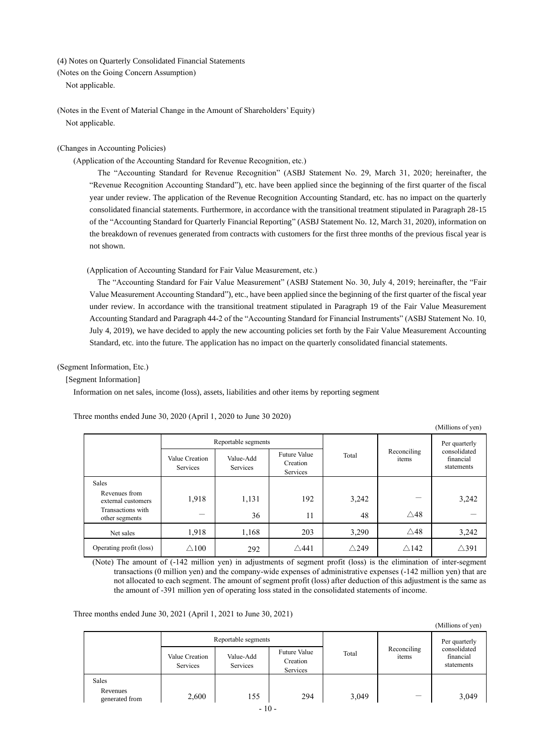(4) Notes on Quarterly Consolidated Financial Statements

(Notes on the Going Concern Assumption)

Not applicable.

(Notes in the Event of Material Change in the Amount of Shareholders' Equity)

Not applicable.

(Changes in Accounting Policies)

(Application of the Accounting Standard for Revenue Recognition, etc.)

The "Accounting Standard for Revenue Recognition" (ASBJ Statement No. 29, March 31, 2020; hereinafter, the "Revenue Recognition Accounting Standard"), etc. have been applied since the beginning of the first quarter of the fiscal year under review. The application of the Revenue Recognition Accounting Standard, etc. has no impact on the quarterly consolidated financial statements. Furthermore, in accordance with the transitional treatment stipulated in Paragraph 28-15 of the "Accounting Standard for Quarterly Financial Reporting" (ASBJ Statement No. 12, March 31, 2020), information on the breakdown of revenues generated from contracts with customers for the first three months of the previous fiscal year is not shown.

(Application of Accounting Standard for Fair Value Measurement, etc.)

The "Accounting Standard for Fair Value Measurement" (ASBJ Statement No. 30, July 4, 2019; hereinafter, the "Fair Value Measurement Accounting Standard"), etc., have been applied since the beginning of the first quarter of the fiscal year under review. In accordance with the transitional treatment stipulated in Paragraph 19 of the Fair Value Measurement Accounting Standard and Paragraph 44-2 of the "Accounting Standard for Financial Instruments" (ASBJ Statement No. 10, July 4, 2019), we have decided to apply the new accounting policies set forth by the Fair Value Measurement Accounting Standard, etc. into the future. The application has no impact on the quarterly consolidated financial statements.

(Segment Information, Etc.)

[Segment Information]

Information on net sales, income (loss), assets, liabilities and other items by reporting segment

Three months ended June 30, 2020 (April 1, 2020 to June 30 2020)

(Millions of yen)

| | Reportable segments | | | Total | Reconciling items | Per quarterly consolidated financial statements |
|---|---|---|---|---|---|---|
| | Value Creation Services | Value-Add Services | Future Value Creation Services | | | |
| Sales | | | | | | |
| Revenues from external customers | 1,918 | 1,131 | 192 | 3,242 | — | 3,242 |
| Transactions with other segments | — | 36 | 11 | 48 | △48 | — |
| Net sales | 1,918 | 1,168 | 203 | 3,290 | △48 | 3,242 |
| Operating profit (loss) | △100 | 292 | △441 | △249 | △142 | △391 |

(Note) The amount of (-142 million yen) in adjustments of segment profit (loss) is the elimination of inter-segment transactions (0 million yen) and the company-wide expenses of administrative expenses (-142 million yen) that are not allocated to each segment. The amount of segment profit (loss) after deduction of this adjustment is the same as the amount of -391 million yen of operating loss stated in the consolidated statements of income.

Three months ended June 30, 2021 (April 1, 2021 to June 30, 2021)

(Millions of yen)

| | Reportable segments | | | Total | Reconciling items | Per quarterly consolidated financial statements |
|---|---|---|---|---|---|---|
| | Value Creation Services | Value-Add Services | Future Value Creation Services | | | |
| Sales | | | | | | |
| Revenues generated from | 2,600 | 155 | 294 | 3,049 | — | 3,049 |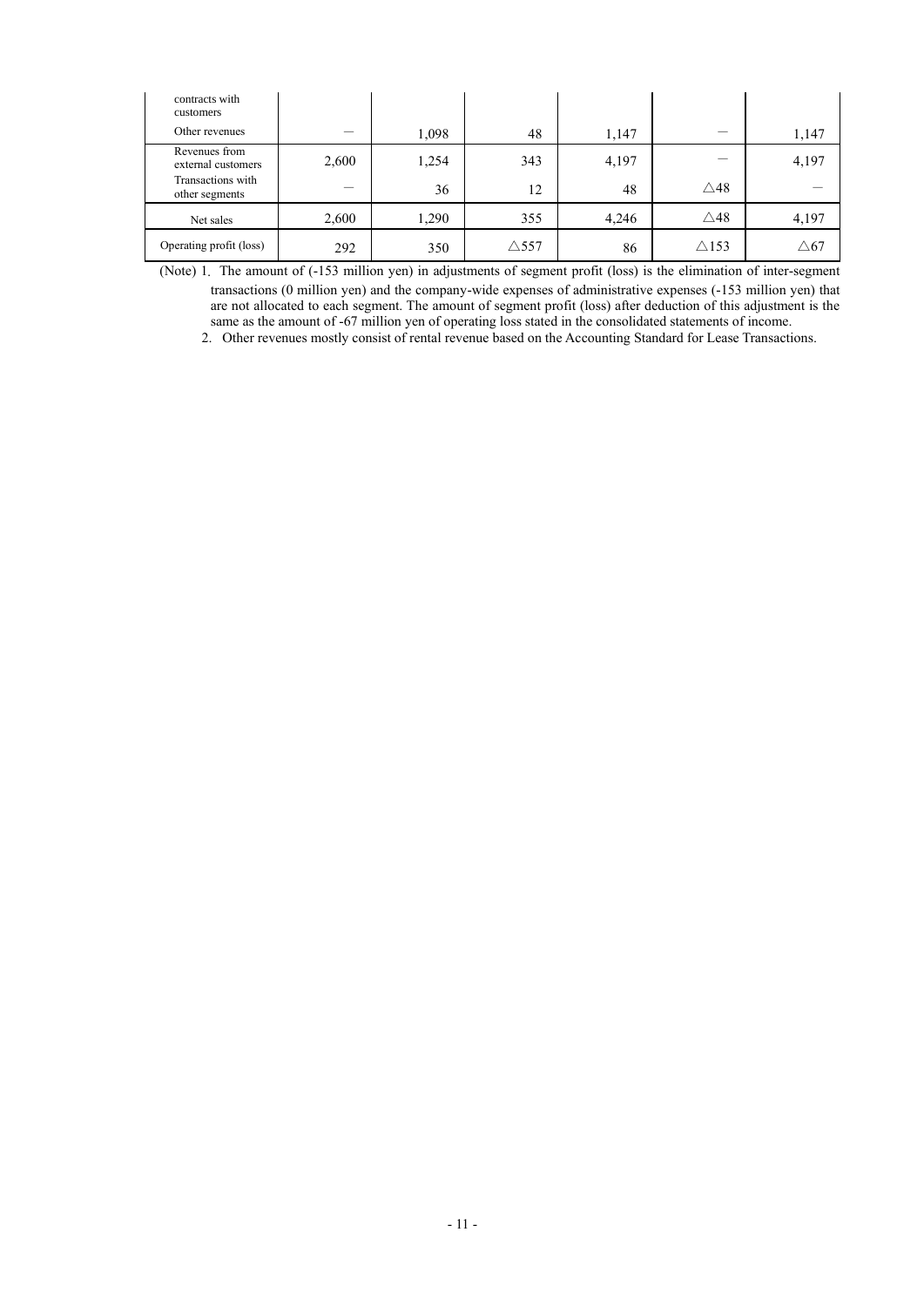| | | | | | | |
|---|---|---|---|---|---|---|
| contracts with customers | | | | | | |
| Other revenues | — | 1,098 | 48 | 1,147 | — | 1,147 |
| Revenues from external customers | 2,600 | 1,254 | 343 | 4,197 | — | 4,197 |
| Transactions with other segments | — | 36 | 12 | 48 | △48 | — |
| Net sales | 2,600 | 1,290 | 355 | 4,246 | △48 | 4,197 |
| Operating profit (loss) | 292 | 350 | △557 | 86 | △153 | △67 |

(Note) 1. The amount of (-153 million yen) in adjustments of segment profit (loss) is the elimination of inter-segment transactions (0 million yen) and the company-wide expenses of administrative expenses (-153 million yen) that are not allocated to each segment. The amount of segment profit (loss) after deduction of this adjustment is the same as the amount of -67 million yen of operating loss stated in the consolidated statements of income.

2. Other revenues mostly consist of rental revenue based on the Accounting Standard for Lease Transactions.